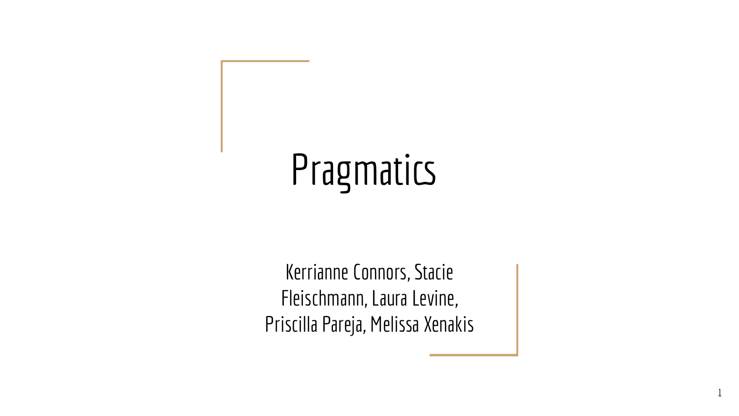# Pragmatics

Kerrianne Connors, Stacie Fleischmann, Laura Levine, Priscilla Pareja, Melissa Xenakis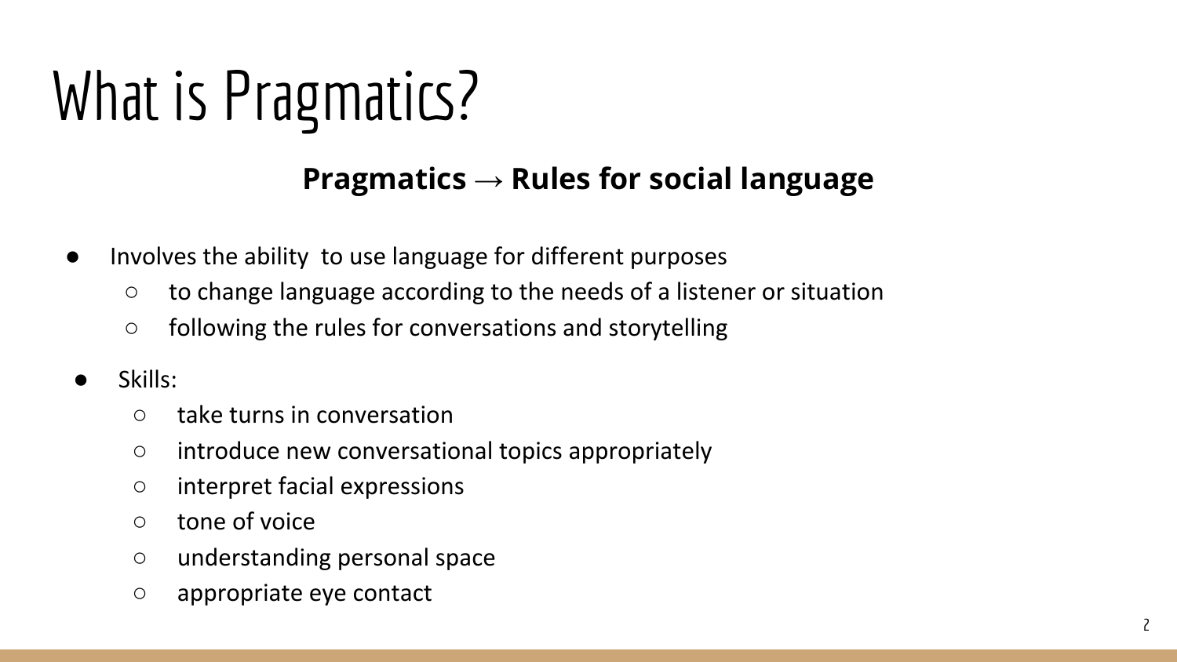# What is Pragmatics?

**Pragmatics → Rules for social language**

- Involves the ability to use language for different purposes
  - to change language according to the needs of a listener or situation
  - following the rules for conversations and storytelling
- Skills:
  - take turns in conversation
  - introduce new conversational topics appropriately
  - interpret facial expressions
  - tone of voice
  - understanding personal space
  - appropriate eye contact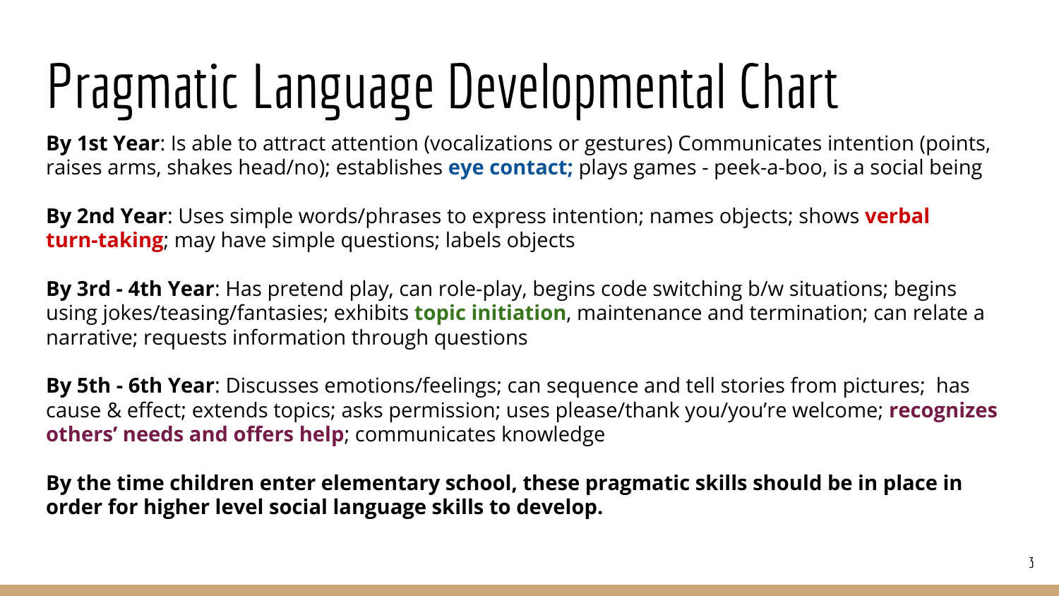# Pragmatic Language Developmental Chart

**By 1st Year**: Is able to attract attention (vocalizations or gestures) Communicates intention (points, raises arms, shakes head/no); establishes **eye contact;** plays games - peek-a-boo, is a social being

**By 2nd Year**: Uses simple words/phrases to express intention; names objects; shows **verbal turn-taking**; may have simple questions; labels objects

**By 3rd - 4th Year**: Has pretend play, can role-play, begins code switching b/w situations; begins using jokes/teasing/fantasies; exhibits **topic initiation**, maintenance and termination; can relate a narrative; requests information through questions

**By 5th - 6th Year**: Discusses emotions/feelings; can sequence and tell stories from pictures; has cause & effect; extends topics; asks permission; uses please/thank you/you're welcome; **recognizes others' needs and offers help**; communicates knowledge

**By the time children enter elementary school, these pragmatic skills should be in place in order for higher level social language skills to develop.**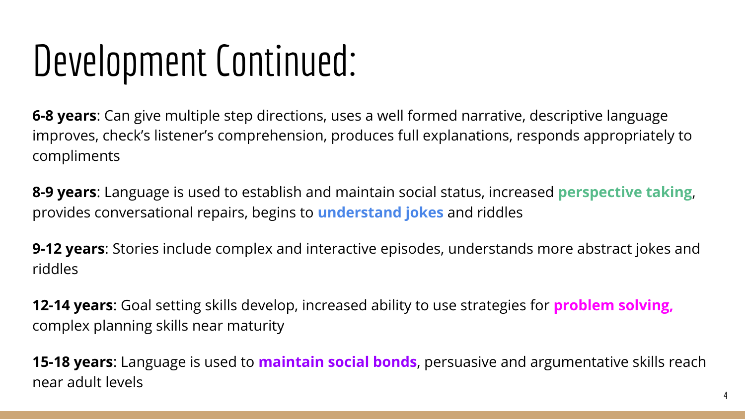# Development Continued:

**6-8 years**: Can give multiple step directions, uses a well formed narrative, descriptive language improves, check's listener's comprehension, produces full explanations, responds appropriately to compliments

**8-9 years**: Language is used to establish and maintain social status, increased **perspective taking**, provides conversational repairs, begins to **understand jokes** and riddles

**9-12 years**: Stories include complex and interactive episodes, understands more abstract jokes and riddles

**12-14 years**: Goal setting skills develop, increased ability to use strategies for **problem solving,** complex planning skills near maturity

**15-18 years**: Language is used to **maintain social bonds**, persuasive and argumentative skills reach near adult levels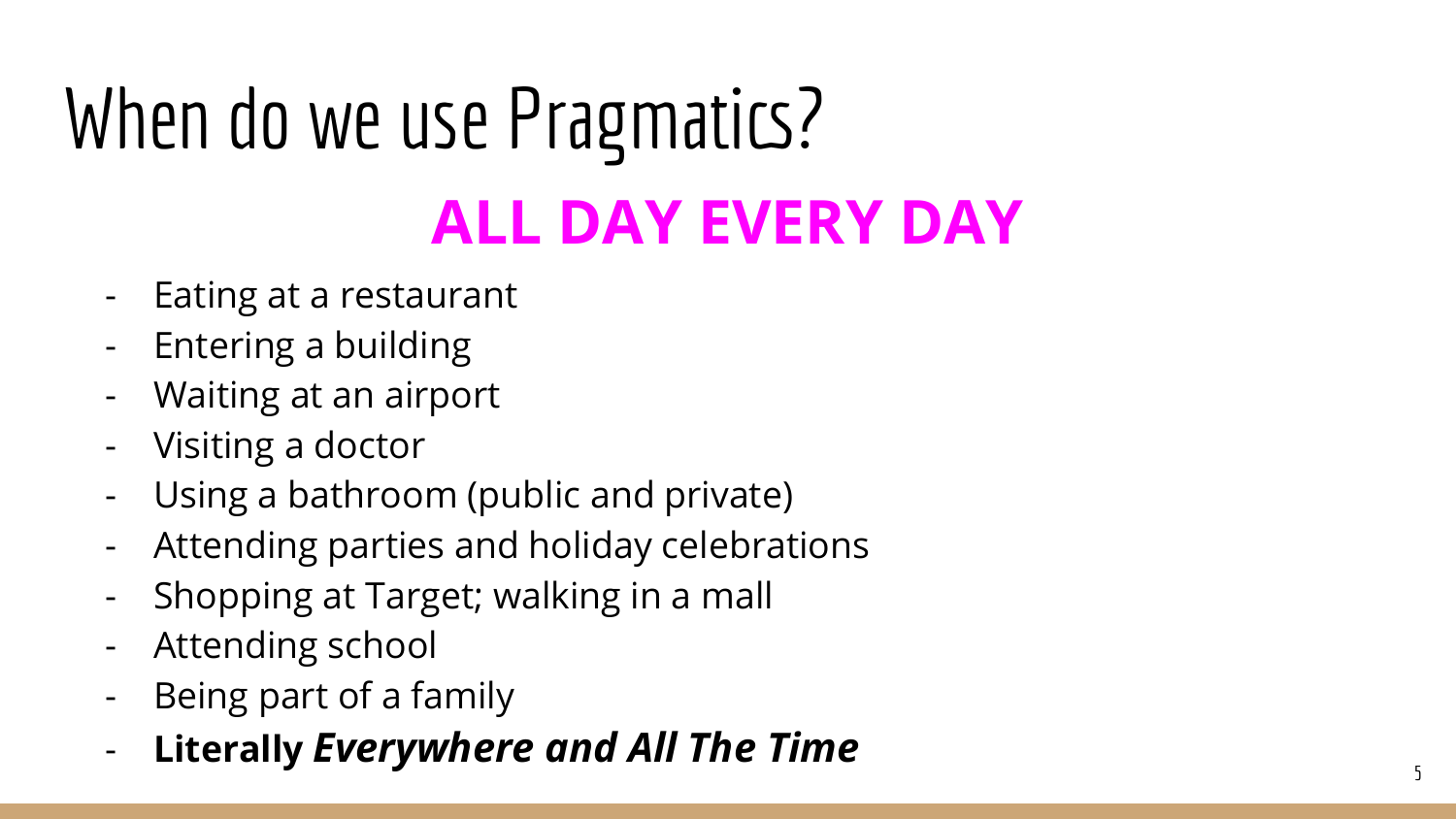# When do we use Pragmatics?

## ALL DAY EVERY DAY

- Eating at a restaurant
- Entering a building
- Waiting at an airport
- Visiting a doctor
- Using a bathroom (public and private)
- Attending parties and holiday celebrations
- Shopping at Target; walking in a mall
- Attending school
- Being part of a family
- **Literally *Everywhere and All The Time***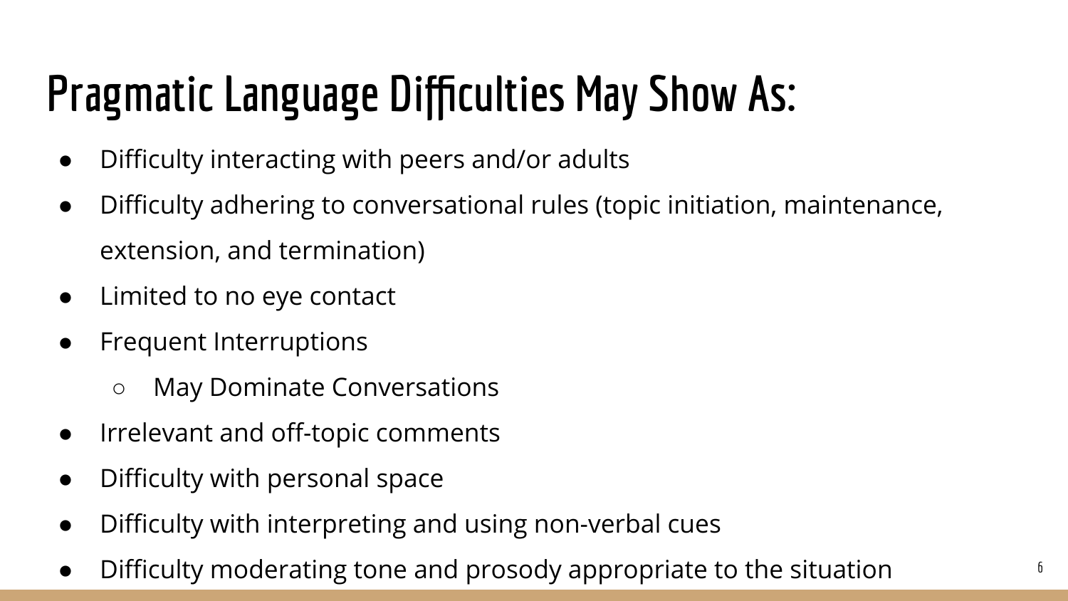# Pragmatic Language Difficulties May Show As:

- Difficulty interacting with peers and/or adults
- Difficulty adhering to conversational rules (topic initiation, maintenance, extension, and termination)
- Limited to no eye contact
- Frequent Interruptions
  - May Dominate Conversations
- Irrelevant and off-topic comments
- Difficulty with personal space
- Difficulty with interpreting and using non-verbal cues
- Difficulty moderating tone and prosody appropriate to the situation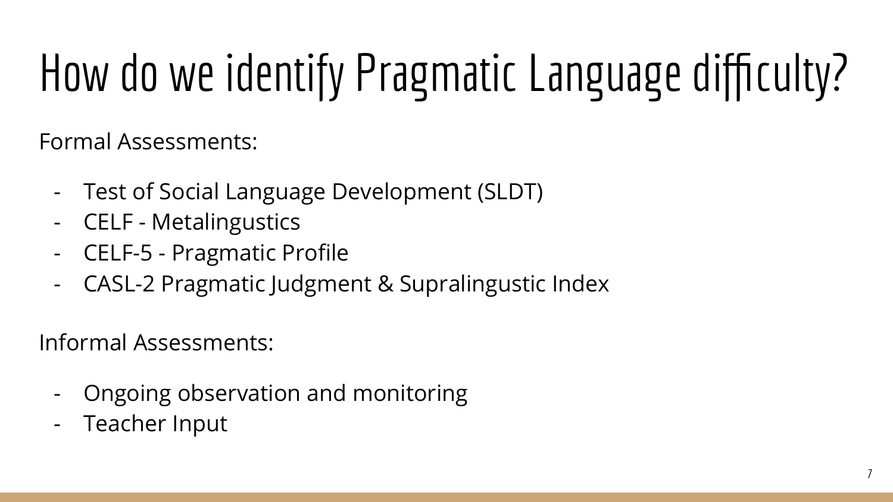# How do we identify Pragmatic Language difficulty?

Formal Assessments:

- Test of Social Language Development (SLDT)
- CELF - Metalingustics
- CELF-5 - Pragmatic Profile
- CASL-2 Pragmatic Judgment & Supralingustic Index

Informal Assessments:

- Ongoing observation and monitoring
- Teacher Input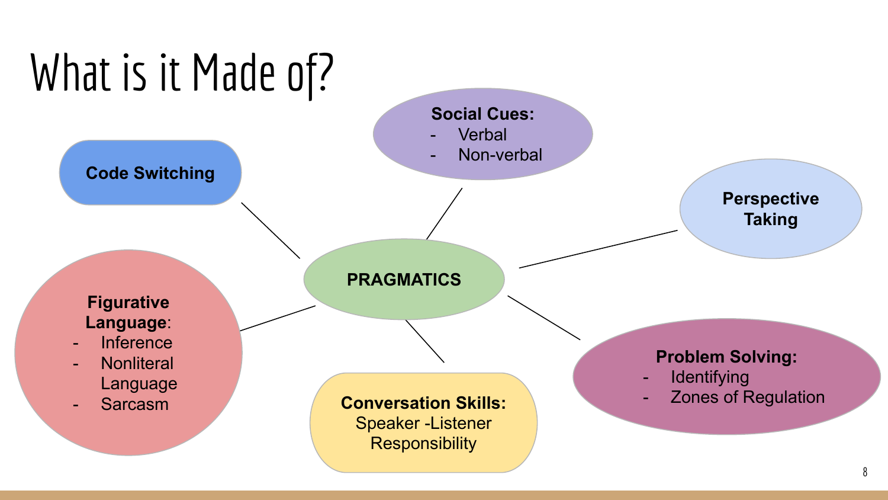# What is it Made of?

**PRAGMATICS**

**Code Switching**

**Social Cues:**
- Verbal
- Non-verbal

**Perspective Taking**

**Figurative Language**:
- Inference
- Nonliteral Language
- Sarcasm

**Conversation Skills:**
Speaker -Listener Responsibility

**Problem Solving:**
- Identifying
- Zones of Regulation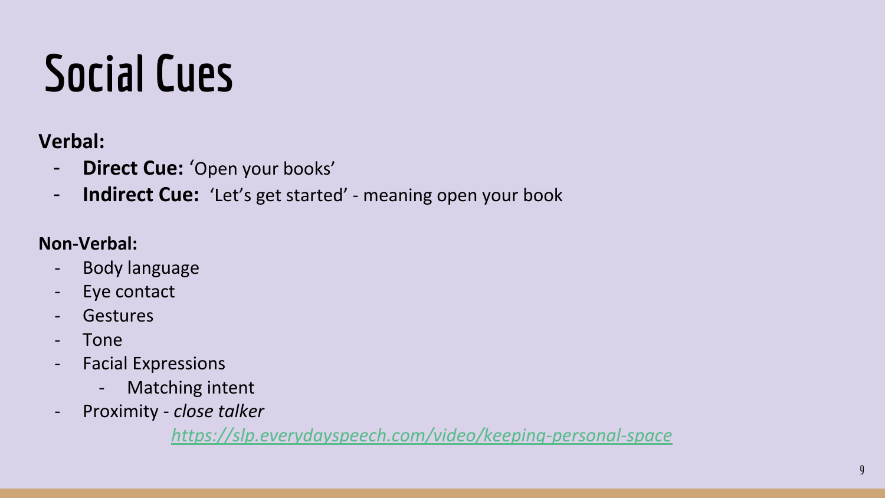# Social Cues

**Verbal:**

- **Direct Cue:** 'Open your books'
- **Indirect Cue:** 'Let's get started' - meaning open your book

**Non-Verbal:**

- Body language
- Eye contact
- Gestures
- Tone
- Facial Expressions
  - Matching intent
- Proximity - *close talker*

  *https://slp.everydayspeech.com/video/keeping-personal-space*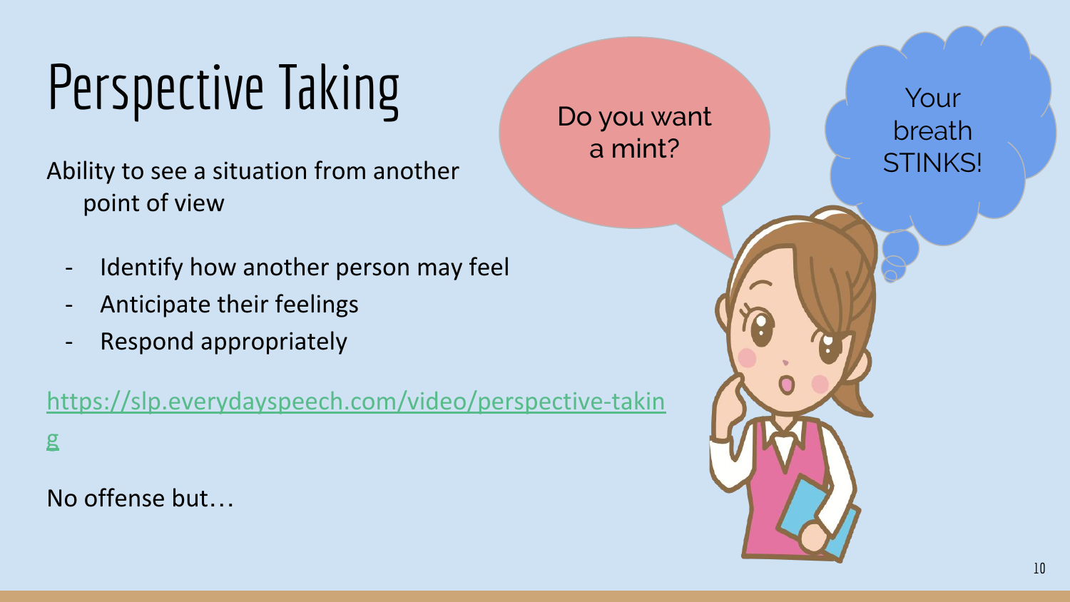# Perspective Taking

Ability to see a situation from another point of view

- Identify how another person may feel
- Anticipate their feelings
- Respond appropriately

https://slp.everydayspeech.com/video/perspective-taking

No offense but…

Do you want a mint?

Your breath STINKS!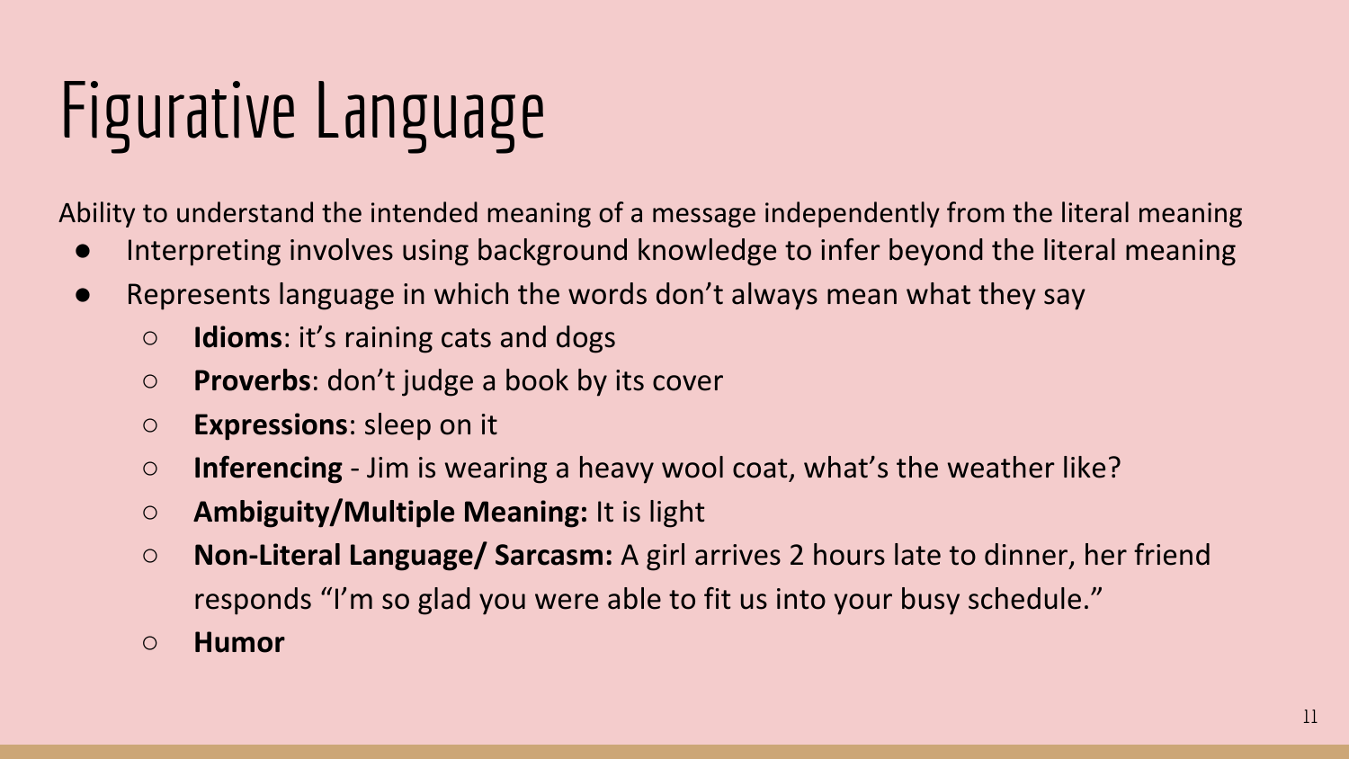# Figurative Language

Ability to understand the intended meaning of a message independently from the literal meaning

- Interpreting involves using background knowledge to infer beyond the literal meaning
- Represents language in which the words don't always mean what they say
  - **Idioms**: it's raining cats and dogs
  - **Proverbs**: don't judge a book by its cover
  - **Expressions**: sleep on it
  - **Inferencing** - Jim is wearing a heavy wool coat, what's the weather like?
  - **Ambiguity/Multiple Meaning:** It is light
  - **Non-Literal Language/ Sarcasm:** A girl arrives 2 hours late to dinner, her friend responds "I'm so glad you were able to fit us into your busy schedule."
  - **Humor**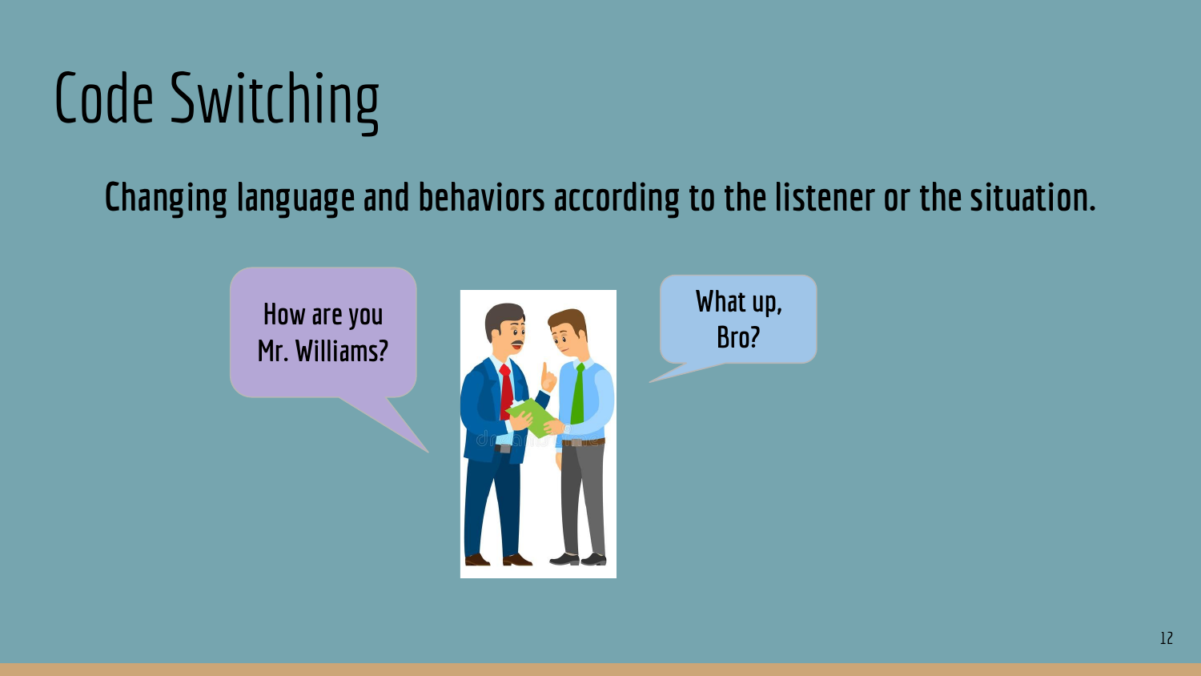# Code Switching

**Changing language and behaviors according to the listener or the situation.**

How are you Mr. Williams?

What up, Bro?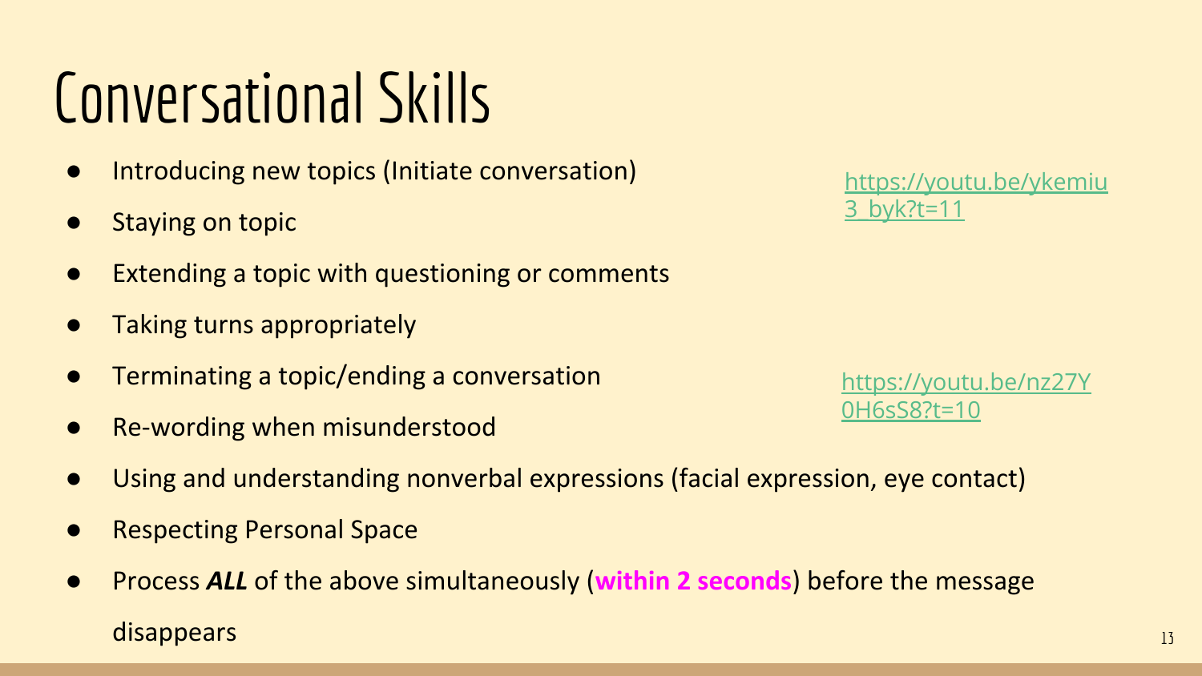# Conversational Skills

- Introducing new topics (Initiate conversation)
- Staying on topic
- Extending a topic with questioning or comments
- Taking turns appropriately
- Terminating a topic/ending a conversation
- Re-wording when misunderstood
- Using and understanding nonverbal expressions (facial expression, eye contact)
- Respecting Personal Space
- Process ***ALL*** of the above simultaneously (**within 2 seconds**) before the message disappears

https://youtu.be/ykemiu3_byk?t=11

https://youtu.be/nz27Y0H6sS8?t=10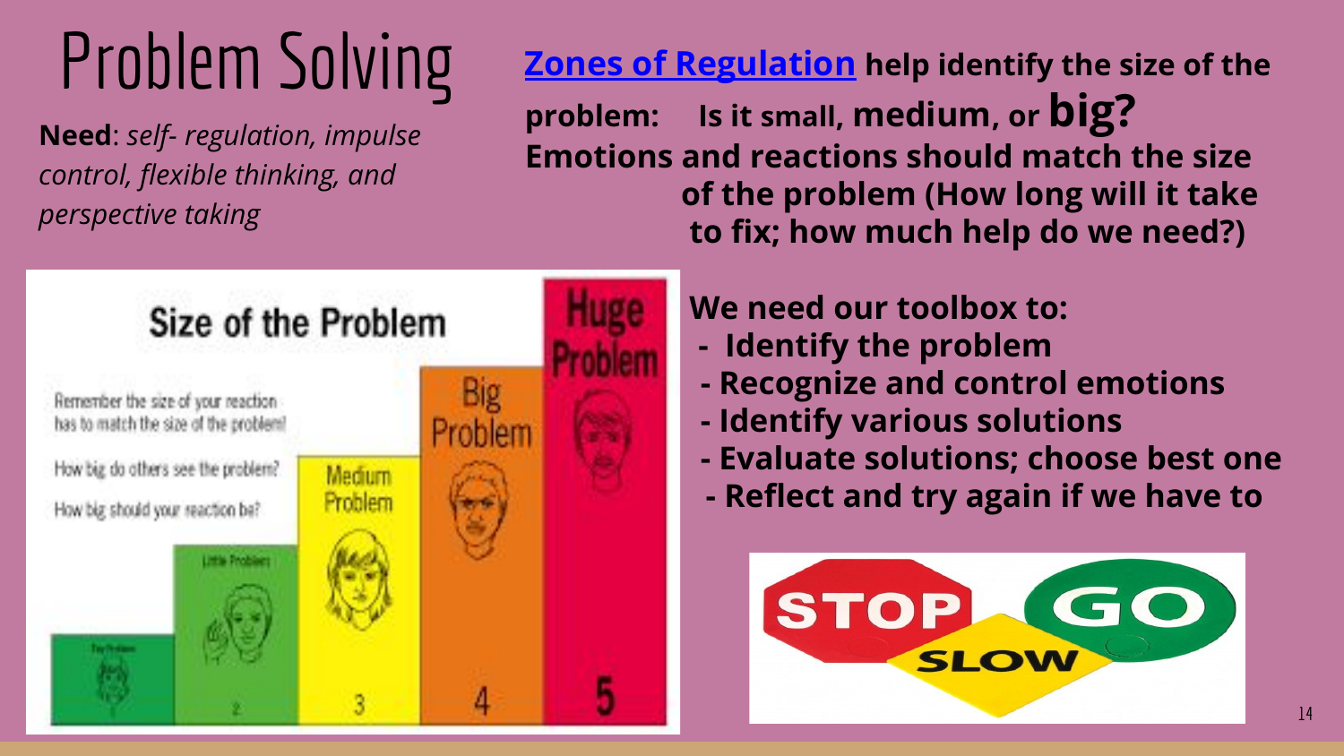# Problem Solving

**Need**: *self- regulation, impulse control, flexible thinking, and perspective taking*

**Zones of Regulation help identify the size of the problem: Is it small, medium, or big? Emotions and reactions should match the size of the problem (How long will it take to fix; how much help do we need?)**

## Size of the Problem

Remember the size of your reaction has to match the size of the problem!

How big do others see the problem?

How big should your reaction be?

- Tiny Problem
- 2 Little Problem
- 3 Medium Problem
- 4 Big Problem
- 5 Huge Problem

**We need our toolbox to:**

- **Identify the problem**
- **Recognize and control emotions**
- **Identify various solutions**
- **Evaluate solutions; choose best one**
- **Reflect and try again if we have to**

STOP SLOW GO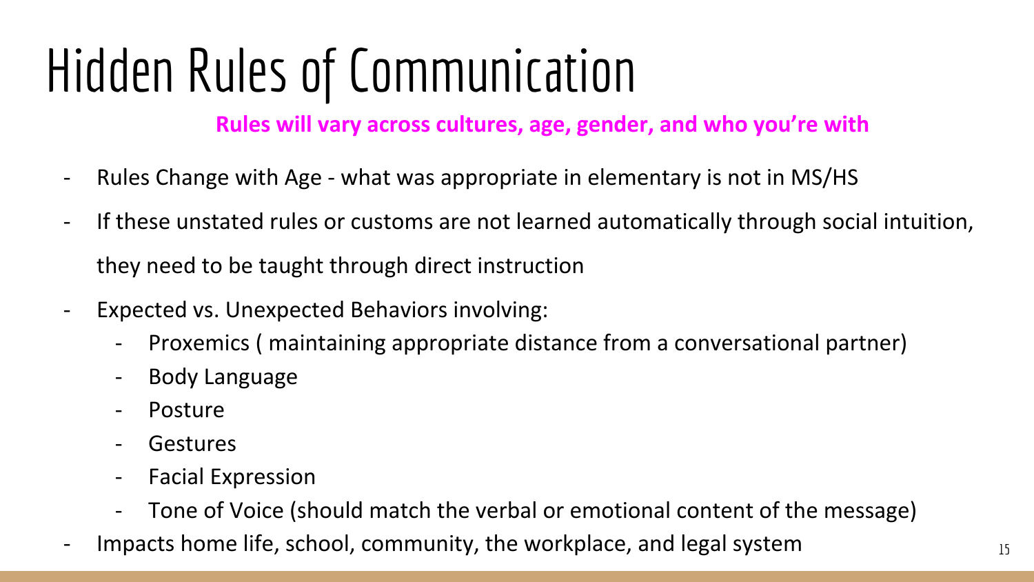# Hidden Rules of Communication

**Rules will vary across cultures, age, gender, and who you're with**

- Rules Change with Age - what was appropriate in elementary is not in MS/HS
- If these unstated rules or customs are not learned automatically through social intuition, they need to be taught through direct instruction
- Expected vs. Unexpected Behaviors involving:
    - Proxemics ( maintaining appropriate distance from a conversational partner)
    - Body Language
    - Posture
    - Gestures
    - Facial Expression
    - Tone of Voice (should match the verbal or emotional content of the message)
- Impacts home life, school, community, the workplace, and legal system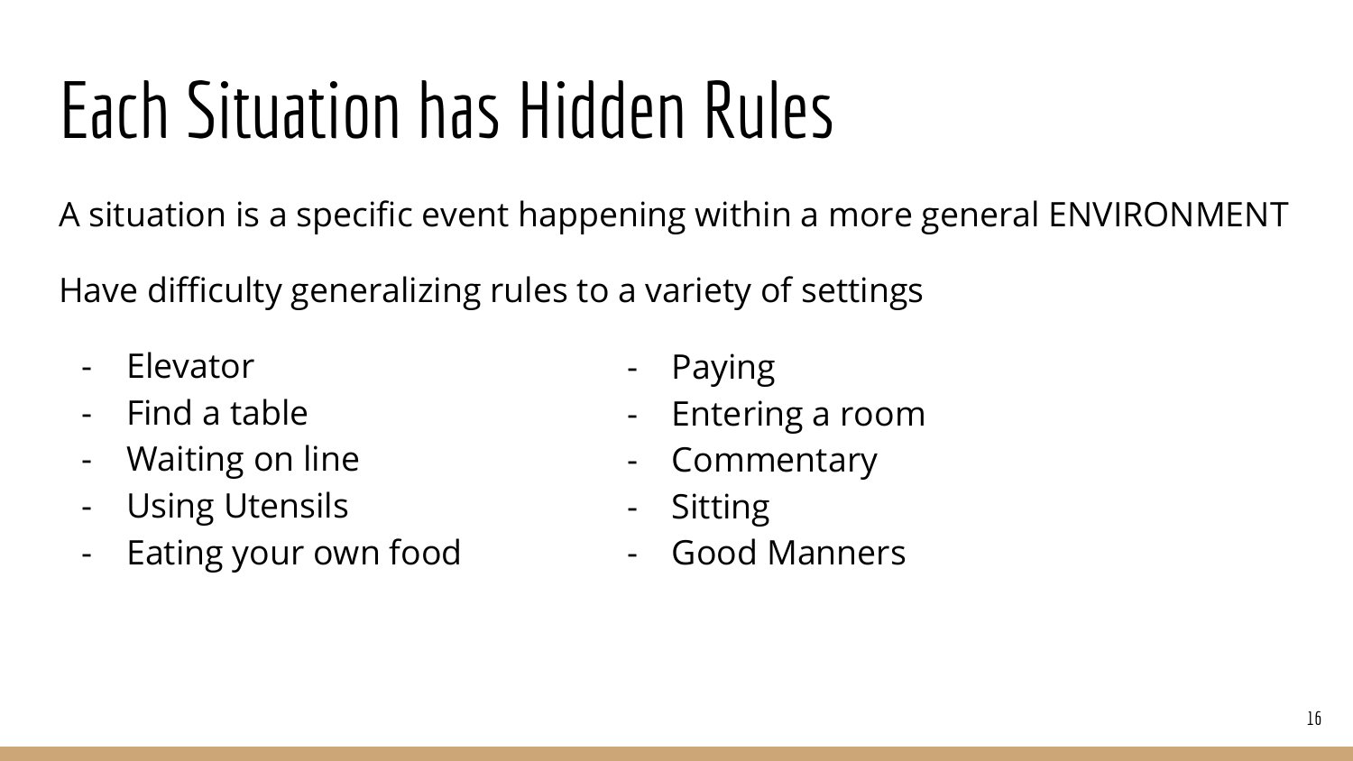# Each Situation has Hidden Rules

A situation is a specific event happening within a more general ENVIRONMENT

Have difficulty generalizing rules to a variety of settings

- Elevator
- Find a table
- Waiting on line
- Using Utensils
- Eating your own food
- Paying
- Entering a room
- Commentary
- Sitting
- Good Manners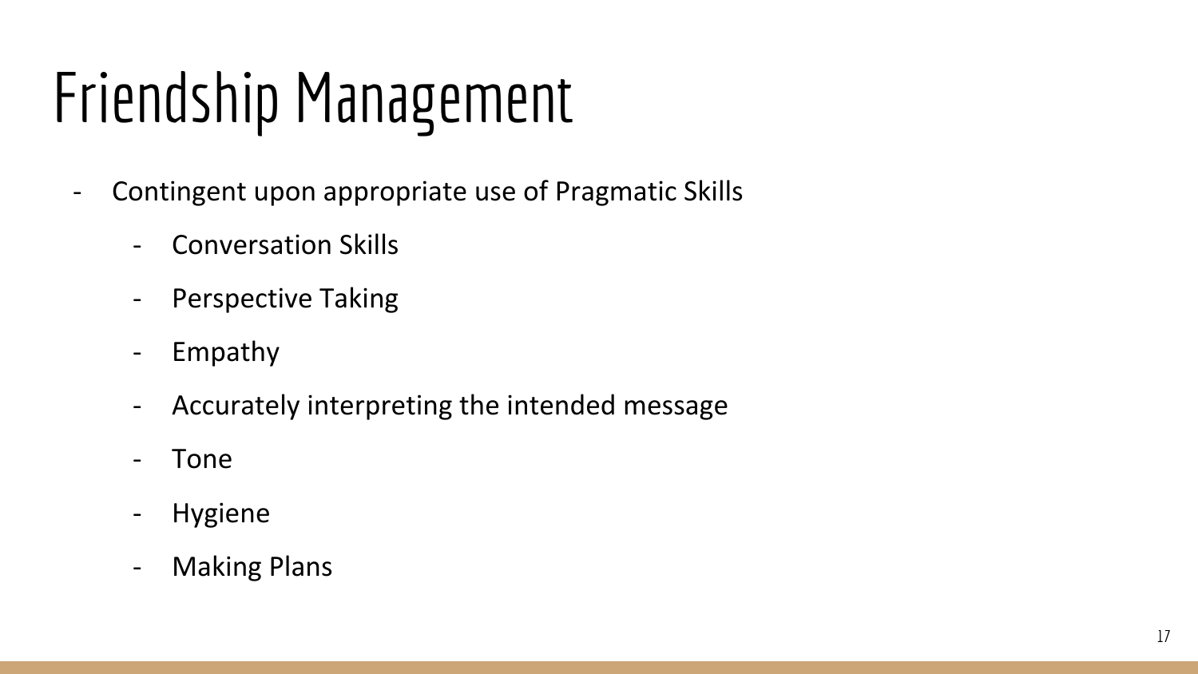# Friendship Management

- Contingent upon appropriate use of Pragmatic Skills
  - Conversation Skills
  - Perspective Taking
  - Empathy
  - Accurately interpreting the intended message
  - Tone
  - Hygiene
  - Making Plans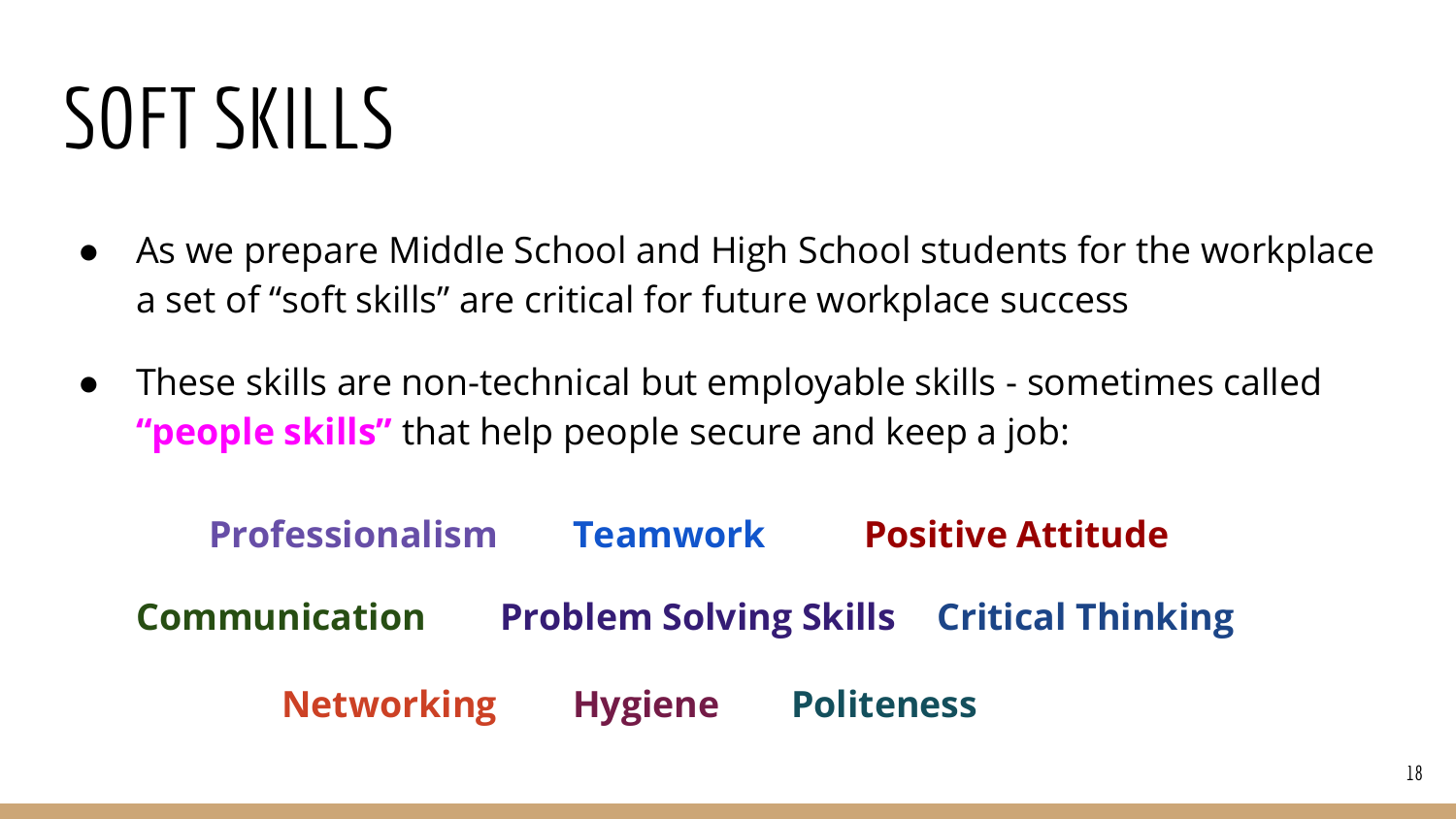# SOFT SKILLS

- As we prepare Middle School and High School students for the workplace a set of “soft skills” are critical for future workplace success
- These skills are non-technical but employable skills - sometimes called **“people skills”** that help people secure and keep a job:

**Professionalism** **Teamwork** **Positive Attitude**

**Communication** **Problem Solving Skills** **Critical Thinking**

**Networking** **Hygiene** **Politeness**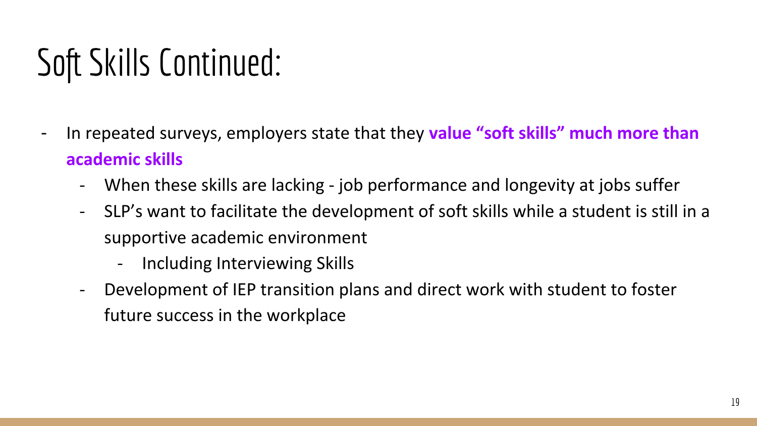# Soft Skills Continued:

- In repeated surveys, employers state that they **value "soft skills" much more than academic skills**
  - When these skills are lacking - job performance and longevity at jobs suffer
  - SLP's want to facilitate the development of soft skills while a student is still in a supportive academic environment
    - Including Interviewing Skills
  - Development of IEP transition plans and direct work with student to foster future success in the workplace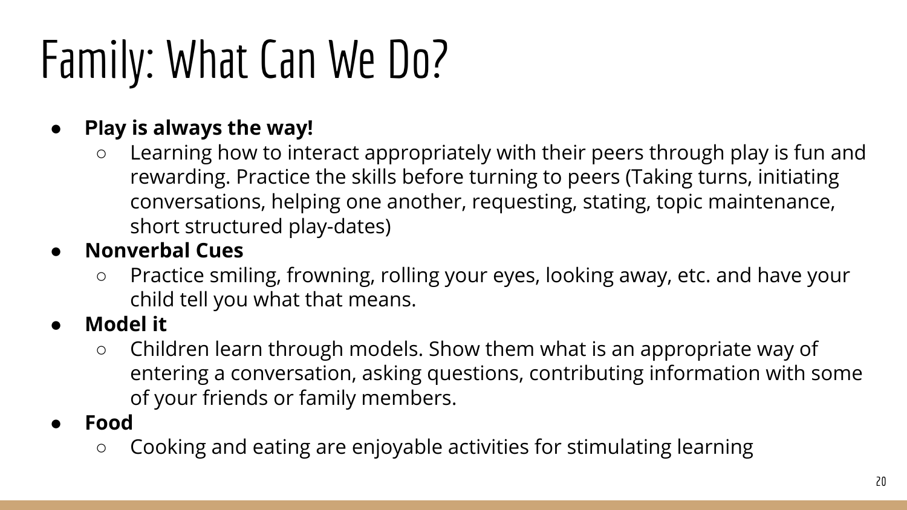# Family: What Can We Do?

- **Play is always the way!**
  - Learning how to interact appropriately with their peers through play is fun and rewarding. Practice the skills before turning to peers (Taking turns, initiating conversations, helping one another, requesting, stating, topic maintenance, short structured play-dates)
- **Nonverbal Cues**
  - Practice smiling, frowning, rolling your eyes, looking away, etc. and have your child tell you what that means.
- **Model it**
  - Children learn through models. Show them what is an appropriate way of entering a conversation, asking questions, contributing information with some of your friends or family members.
- **Food**
  - Cooking and eating are enjoyable activities for stimulating learning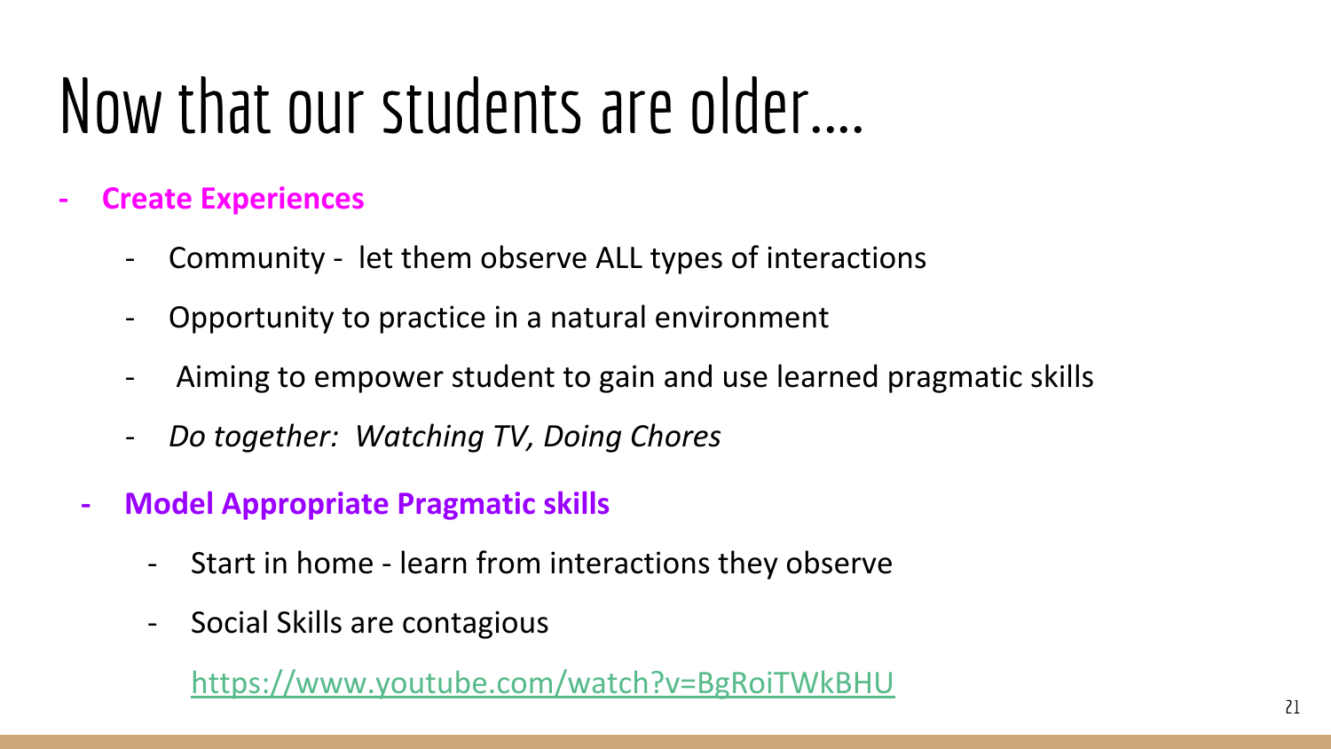# Now that our students are older....

- **Create Experiences**
  - Community - let them observe ALL types of interactions
  - Opportunity to practice in a natural environment
  - Aiming to empower student to gain and use learned pragmatic skills
  - *Do together: Watching TV, Doing Chores*
- **Model Appropriate Pragmatic skills**
  - Start in home - learn from interactions they observe
  - Social Skills are contagious

    https://www.youtube.com/watch?v=BgRoiTWkBHU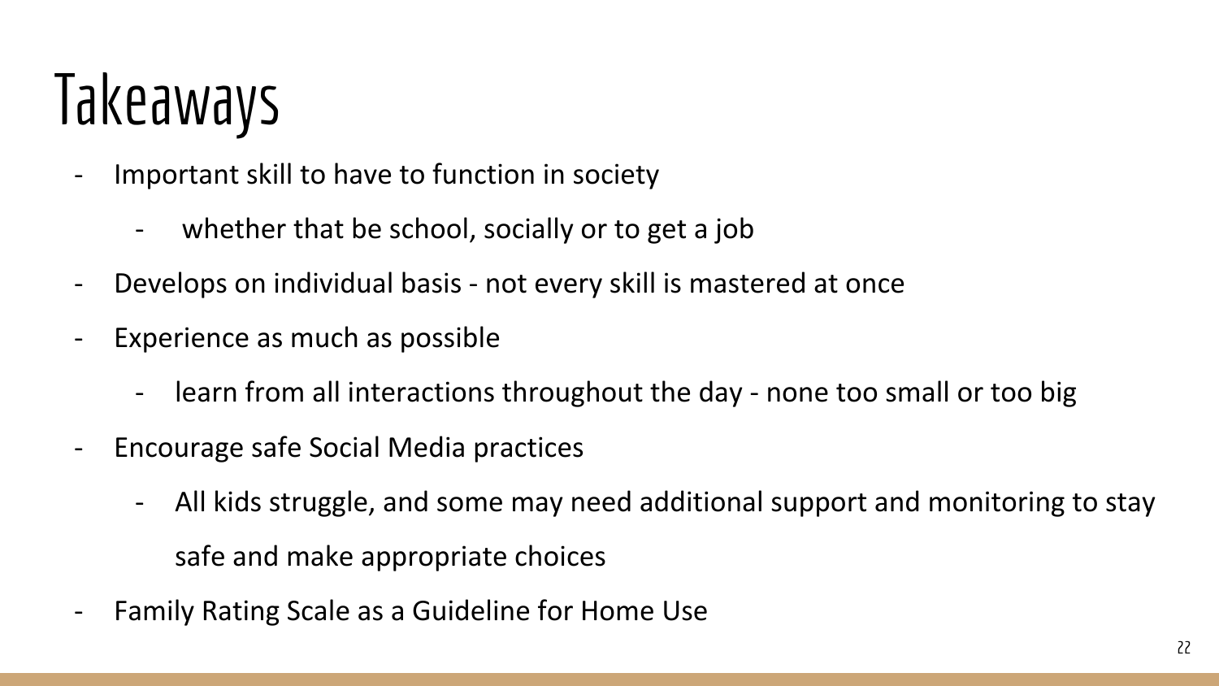# Takeaways

- Important skill to have to function in society
  - whether that be school, socially or to get a job
- Develops on individual basis - not every skill is mastered at once
- Experience as much as possible
  - learn from all interactions throughout the day - none too small or too big
- Encourage safe Social Media practices
  - All kids struggle, and some may need additional support and monitoring to stay safe and make appropriate choices
- Family Rating Scale as a Guideline for Home Use